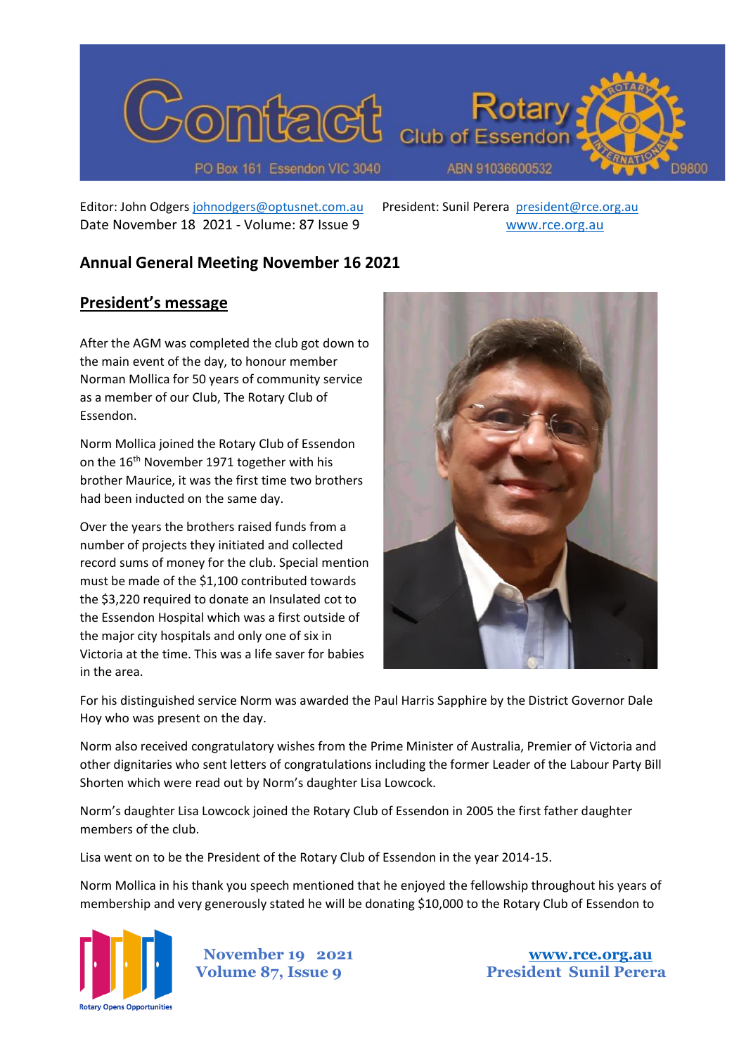# Contact

Rotary Club of Essendon

PO Box 161 Essendon VIC 3040 ABN 91036600532 D9800

Editor: John Odgers johnodgers@optusnet.com.au President: Sunil Perera president@rce.org.au
Date November 18 2021 - Volume: 87 Issue 9 www.rce.org.au

## Annual General Meeting November 16 2021

## President's message

After the AGM was completed the club got down to the main event of the day, to honour member Norman Mollica for 50 years of community service as a member of our Club, The Rotary Club of Essendon.

Norm Mollica joined the Rotary Club of Essendon on the 16th November 1971 together with his brother Maurice, it was the first time two brothers had been inducted on the same day.

Over the years the brothers raised funds from a number of projects they initiated and collected record sums of money for the club. Special mention must be made of the $1,100 contributed towards the $3,220 required to donate an Insulated cot to the Essendon Hospital which was a first outside of the major city hospitals and only one of six in Victoria at the time. This was a life saver for babies in the area.

For his distinguished service Norm was awarded the Paul Harris Sapphire by the District Governor Dale Hoy who was present on the day.

Norm also received congratulatory wishes from the Prime Minister of Australia, Premier of Victoria and other dignitaries who sent letters of congratulations including the former Leader of the Labour Party Bill Shorten which were read out by Norm's daughter Lisa Lowcock.

Norm's daughter Lisa Lowcock joined the Rotary Club of Essendon in 2005 the first father daughter members of the club.

Lisa went on to be the President of the Rotary Club of Essendon in the year 2014-15.

Norm Mollica in his thank you speech mentioned that he enjoyed the fellowship throughout his years of membership and very generously stated he will be donating $10,000 to the Rotary Club of Essendon to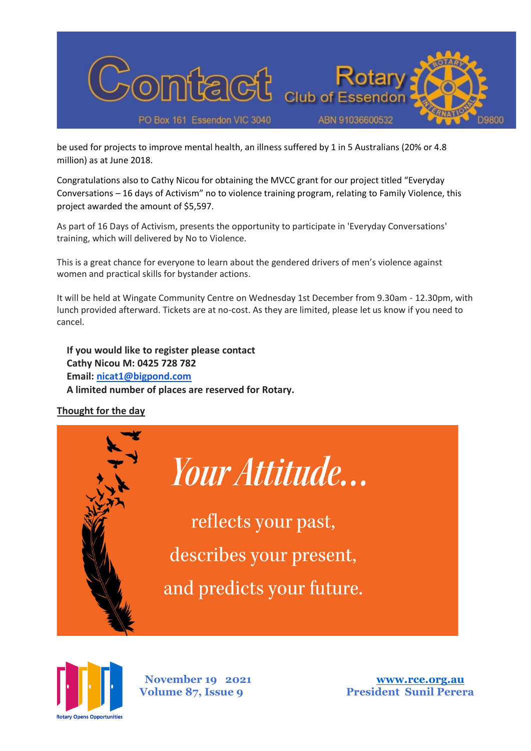be used for projects to improve mental health, an illness suffered by 1 in 5 Australians (20% or 4.8 million) as at June 2018.

Congratulations also to Cathy Nicou for obtaining the MVCC grant for our project titled "Everyday Conversations – 16 days of Activism" no to violence training program, relating to Family Violence, this project awarded the amount of $5,597.

As part of 16 Days of Activism, presents the opportunity to participate in 'Everyday Conversations' training, which will delivered by No to Violence.

This is a great chance for everyone to learn about the gendered drivers of men's violence against women and practical skills for bystander actions.

It will be held at Wingate Community Centre on Wednesday 1st December from 9.30am - 12.30pm, with lunch provided afterward. Tickets are at no-cost. As they are limited, please let us know if you need to cancel.

**If you would like to register please contact**
**Cathy Nicou M: 0425 728 782**
**Email: nicat1@bigpond.com**
**A limited number of places are reserved for Rotary.**

**Thought for the day**

*Your Attitude...*

reflects your past,
describes your present,
and predicts your future.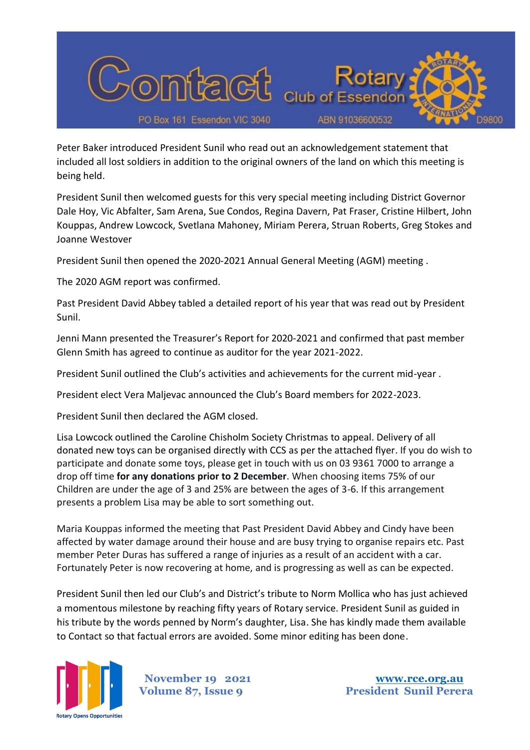Peter Baker introduced President Sunil who read out an acknowledgement statement that included all lost soldiers in addition to the original owners of the land on which this meeting is being held.

President Sunil then welcomed guests for this very special meeting including District Governor Dale Hoy, Vic Abfalter, Sam Arena, Sue Condos, Regina Davern, Pat Fraser, Cristine Hilbert, John Kouppas, Andrew Lowcock, Svetlana Mahoney, Miriam Perera, Struan Roberts, Greg Stokes and Joanne Westover

President Sunil then opened the 2020-2021 Annual General Meeting (AGM) meeting .

The 2020 AGM report was confirmed.

Past President David Abbey tabled a detailed report of his year that was read out by President Sunil.

Jenni Mann presented the Treasurer's Report for 2020-2021 and confirmed that past member Glenn Smith has agreed to continue as auditor for the year 2021-2022.

President Sunil outlined the Club's activities and achievements for the current mid-year .

President elect Vera Maljevac announced the Club's Board members for 2022-2023.

President Sunil then declared the AGM closed.

Lisa Lowcock outlined the Caroline Chisholm Society Christmas to appeal. Delivery of all donated new toys can be organised directly with CCS as per the attached flyer. If you do wish to participate and donate some toys, please get in touch with us on 03 9361 7000 to arrange a drop off time **for any donations prior to 2 December**. When choosing items 75% of our Children are under the age of 3 and 25% are between the ages of 3-6. If this arrangement presents a problem Lisa may be able to sort something out.

Maria Kouppas informed the meeting that Past President David Abbey and Cindy have been affected by water damage around their house and are busy trying to organise repairs etc. Past member Peter Duras has suffered a range of injuries as a result of an accident with a car. Fortunately Peter is now recovering at home, and is progressing as well as can be expected.

President Sunil then led our Club's and District's tribute to Norm Mollica who has just achieved a momentous milestone by reaching fifty years of Rotary service. President Sunil as guided in his tribute by the words penned by Norm's daughter, Lisa. She has kindly made them available to Contact so that factual errors are avoided. Some minor editing has been done.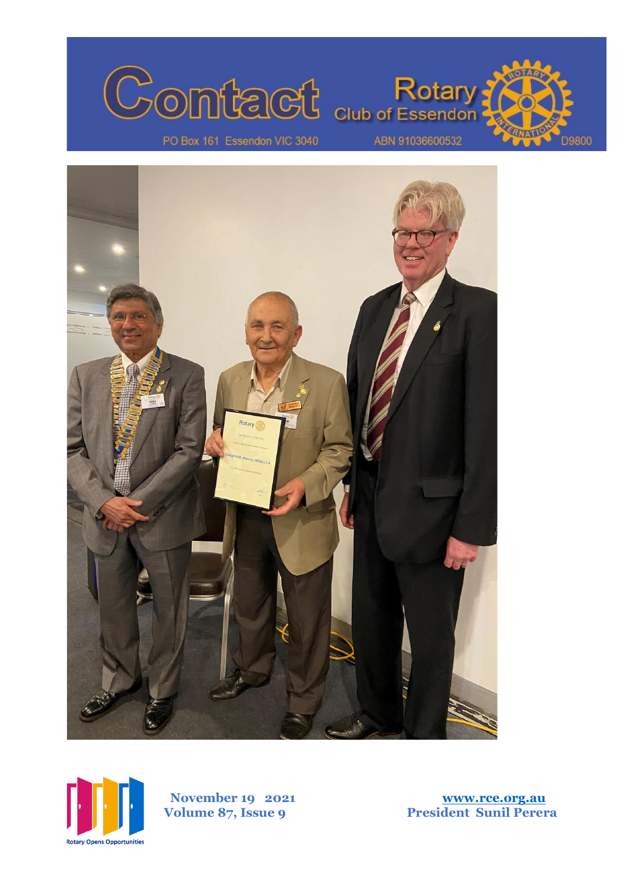# Contact

**Rotary Club of Essendon**

PO Box 161 Essendon VIC 3040

ABN 91036600532

D9800

**November 19 2021**
**Volume 87, Issue 9**

**www.rce.org.au**
**President Sunil Perera**

Rotary Opens Opportunities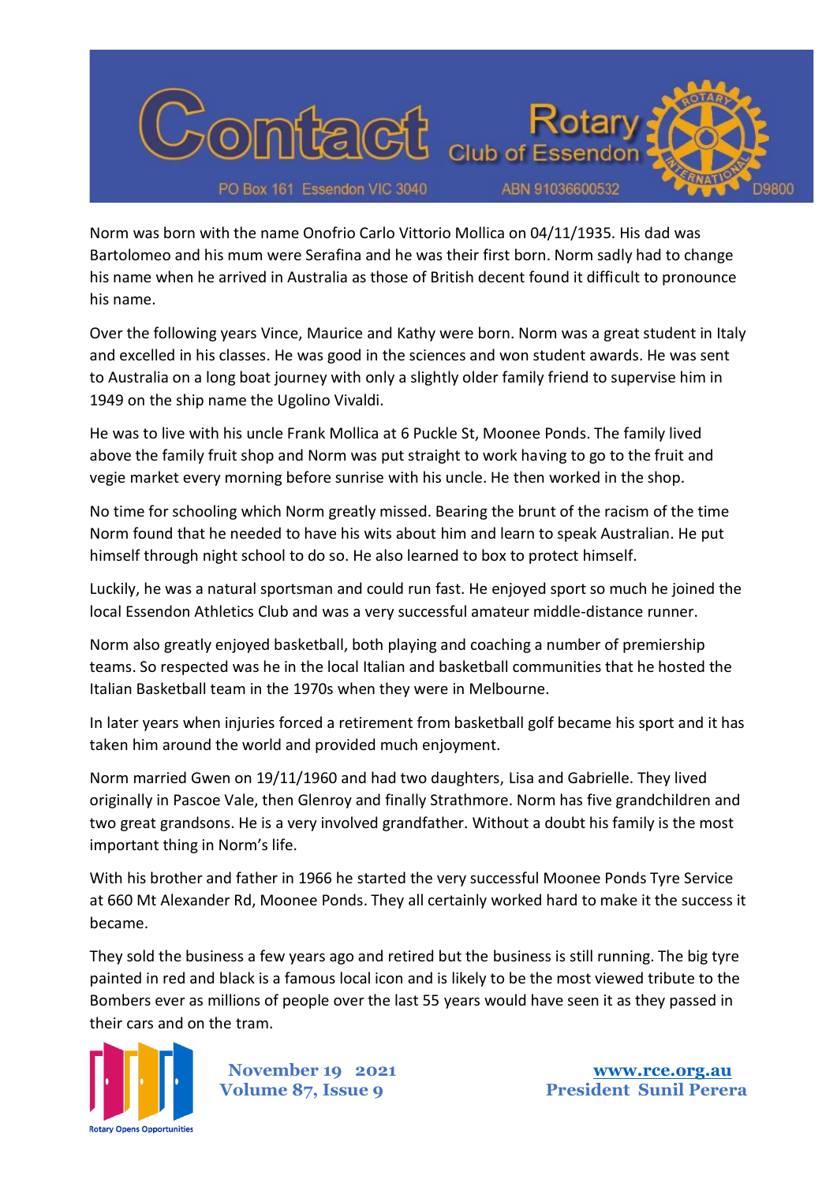Norm was born with the name Onofrio Carlo Vittorio Mollica on 04/11/1935. His dad was Bartolomeo and his mum were Serafina and he was their first born. Norm sadly had to change his name when he arrived in Australia as those of British decent found it difficult to pronounce his name.

Over the following years Vince, Maurice and Kathy were born. Norm was a great student in Italy and excelled in his classes. He was good in the sciences and won student awards. He was sent to Australia on a long boat journey with only a slightly older family friend to supervise him in 1949 on the ship name the Ugolino Vivaldi.

He was to live with his uncle Frank Mollica at 6 Puckle St, Moonee Ponds. The family lived above the family fruit shop and Norm was put straight to work having to go to the fruit and vegie market every morning before sunrise with his uncle. He then worked in the shop.

No time for schooling which Norm greatly missed. Bearing the brunt of the racism of the time Norm found that he needed to have his wits about him and learn to speak Australian. He put himself through night school to do so. He also learned to box to protect himself.

Luckily, he was a natural sportsman and could run fast. He enjoyed sport so much he joined the local Essendon Athletics Club and was a very successful amateur middle-distance runner.

Norm also greatly enjoyed basketball, both playing and coaching a number of premiership teams. So respected was he in the local Italian and basketball communities that he hosted the Italian Basketball team in the 1970s when they were in Melbourne.

In later years when injuries forced a retirement from basketball golf became his sport and it has taken him around the world and provided much enjoyment.

Norm married Gwen on 19/11/1960 and had two daughters, Lisa and Gabrielle. They lived originally in Pascoe Vale, then Glenroy and finally Strathmore. Norm has five grandchildren and two great grandsons. He is a very involved grandfather. Without a doubt his family is the most important thing in Norm's life.

With his brother and father in 1966 he started the very successful Moonee Ponds Tyre Service at 660 Mt Alexander Rd, Moonee Ponds. They all certainly worked hard to make it the success it became.

They sold the business a few years ago and retired but the business is still running. The big tyre painted in red and black is a famous local icon and is likely to be the most viewed tribute to the Bombers ever as millions of people over the last 55 years would have seen it as they passed in their cars and on the tram.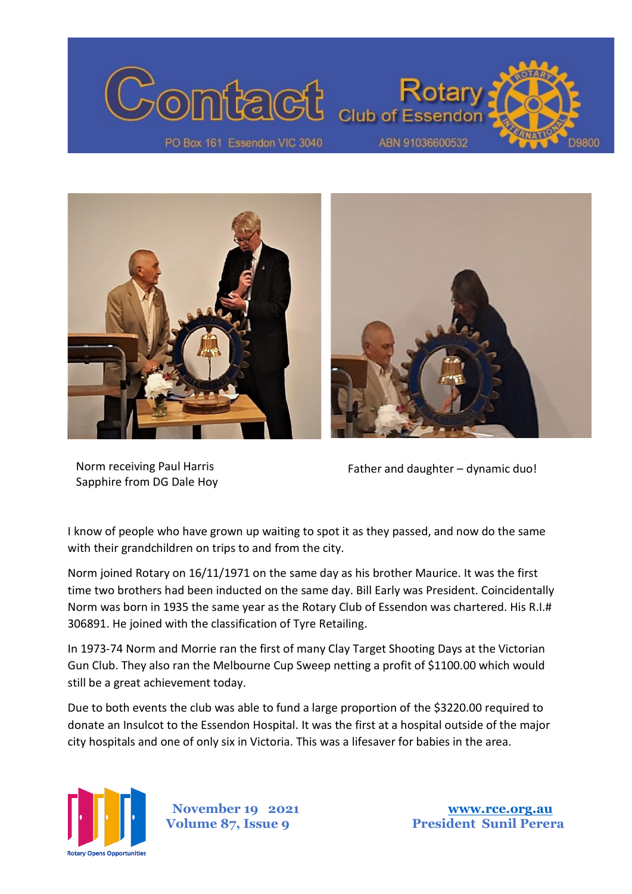Norm receiving Paul Harris Sapphire from DG Dale Hoy

Father and daughter – dynamic duo!

I know of people who have grown up waiting to spot it as they passed, and now do the same with their grandchildren on trips to and from the city.

Norm joined Rotary on 16/11/1971 on the same day as his brother Maurice. It was the first time two brothers had been inducted on the same day. Bill Early was President. Coincidentally Norm was born in 1935 the same year as the Rotary Club of Essendon was chartered. His R.I.# 306891. He joined with the classification of Tyre Retailing.

In 1973-74 Norm and Morrie ran the first of many Clay Target Shooting Days at the Victorian Gun Club. They also ran the Melbourne Cup Sweep netting a profit of $1100.00 which would still be a great achievement today.

Due to both events the club was able to fund a large proportion of the $3220.00 required to donate an Insulcot to the Essendon Hospital. It was the first at a hospital outside of the major city hospitals and one of only six in Victoria. This was a lifesaver for babies in the area.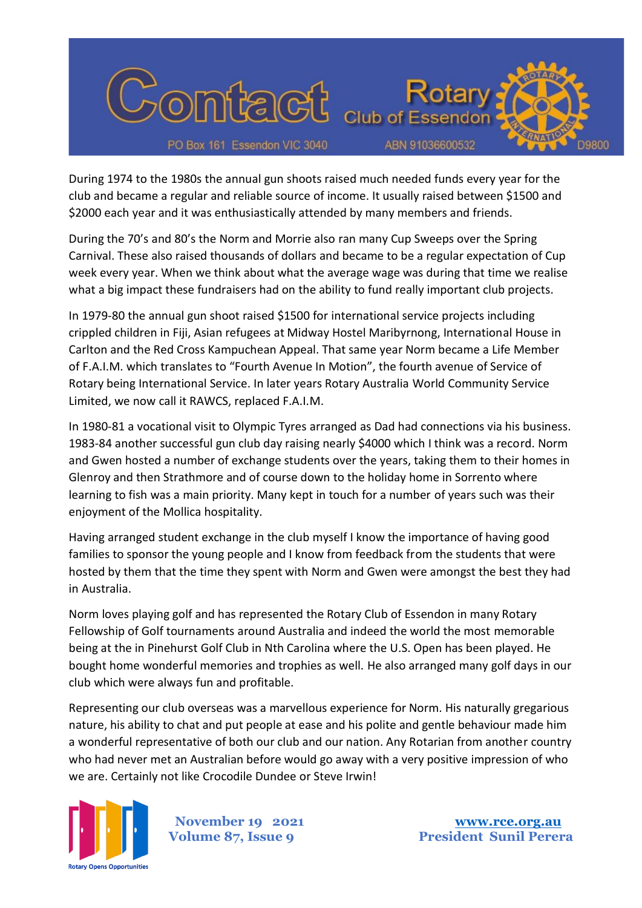During 1974 to the 1980s the annual gun shoots raised much needed funds every year for the club and became a regular and reliable source of income. It usually raised between $1500 and $2000 each year and it was enthusiastically attended by many members and friends.

During the 70's and 80's the Norm and Morrie also ran many Cup Sweeps over the Spring Carnival. These also raised thousands of dollars and became to be a regular expectation of Cup week every year. When we think about what the average wage was during that time we realise what a big impact these fundraisers had on the ability to fund really important club projects.

In 1979-80 the annual gun shoot raised $1500 for international service projects including crippled children in Fiji, Asian refugees at Midway Hostel Maribyrnong, International House in Carlton and the Red Cross Kampuchean Appeal. That same year Norm became a Life Member of F.A.I.M. which translates to "Fourth Avenue In Motion", the fourth avenue of Service of Rotary being International Service. In later years Rotary Australia World Community Service Limited, we now call it RAWCS, replaced F.A.I.M.

In 1980-81 a vocational visit to Olympic Tyres arranged as Dad had connections via his business. 1983-84 another successful gun club day raising nearly $4000 which I think was a record. Norm and Gwen hosted a number of exchange students over the years, taking them to their homes in Glenroy and then Strathmore and of course down to the holiday home in Sorrento where learning to fish was a main priority. Many kept in touch for a number of years such was their enjoyment of the Mollica hospitality.

Having arranged student exchange in the club myself I know the importance of having good families to sponsor the young people and I know from feedback from the students that were hosted by them that the time they spent with Norm and Gwen were amongst the best they had in Australia.

Norm loves playing golf and has represented the Rotary Club of Essendon in many Rotary Fellowship of Golf tournaments around Australia and indeed the world the most memorable being at the in Pinehurst Golf Club in Nth Carolina where the U.S. Open has been played. He bought home wonderful memories and trophies as well. He also arranged many golf days in our club which were always fun and profitable.

Representing our club overseas was a marvellous experience for Norm. His naturally gregarious nature, his ability to chat and put people at ease and his polite and gentle behaviour made him a wonderful representative of both our club and our nation. Any Rotarian from another country who had never met an Australian before would go away with a very positive impression of who we are. Certainly not like Crocodile Dundee or Steve Irwin!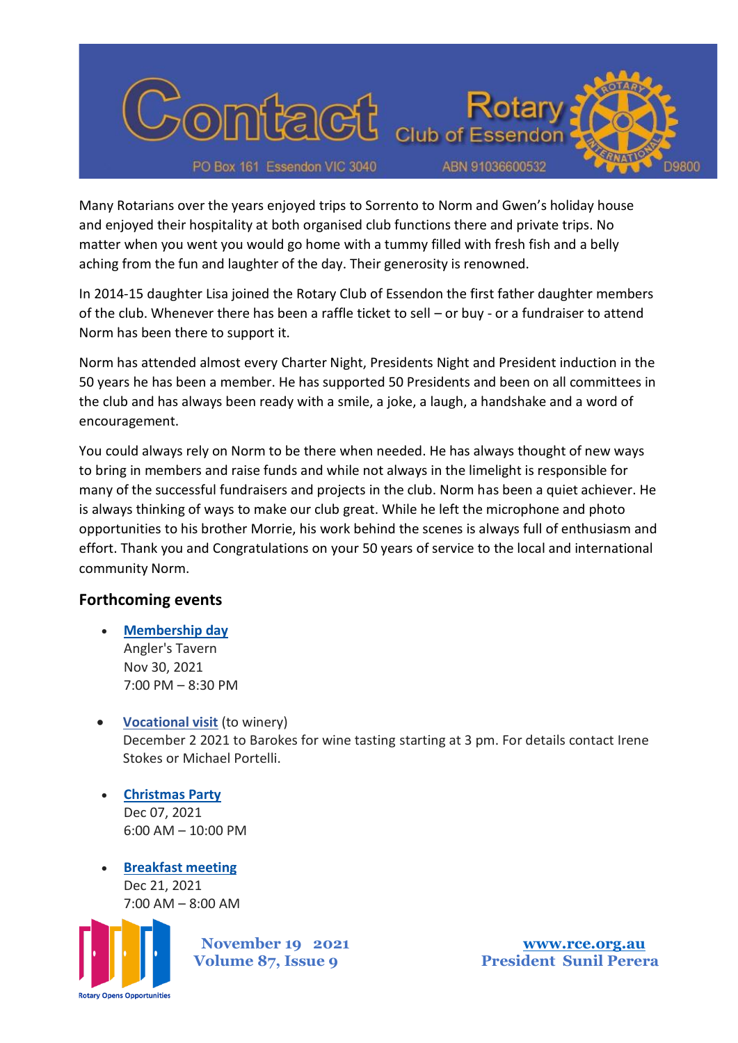Many Rotarians over the years enjoyed trips to Sorrento to Norm and Gwen's holiday house and enjoyed their hospitality at both organised club functions there and private trips. No matter when you went you would go home with a tummy filled with fresh fish and a belly aching from the fun and laughter of the day. Their generosity is renowned.

In 2014-15 daughter Lisa joined the Rotary Club of Essendon the first father daughter members of the club. Whenever there has been a raffle ticket to sell – or buy - or a fundraiser to attend Norm has been there to support it.

Norm has attended almost every Charter Night, Presidents Night and President induction in the 50 years he has been a member. He has supported 50 Presidents and been on all committees in the club and has always been ready with a smile, a joke, a laugh, a handshake and a word of encouragement.

You could always rely on Norm to be there when needed. He has always thought of new ways to bring in members and raise funds and while not always in the limelight is responsible for many of the successful fundraisers and projects in the club. Norm has been a quiet achiever. He is always thinking of ways to make our club great. While he left the microphone and photo opportunities to his brother Morrie, his work behind the scenes is always full of enthusiasm and effort. Thank you and Congratulations on your 50 years of service to the local and international community Norm.

## Forthcoming events

- **Membership day**
  Angler's Tavern
  Nov 30, 2021
  7:00 PM – 8:30 PM

- **Vocational visit** (to winery)
  December 2 2021 to Barokes for wine tasting starting at 3 pm. For details contact Irene Stokes or Michael Portelli.

- **Christmas Party**
  Dec 07, 2021
  6:00 AM – 10:00 PM

- **Breakfast meeting**
  Dec 21, 2021
  7:00 AM – 8:00 AM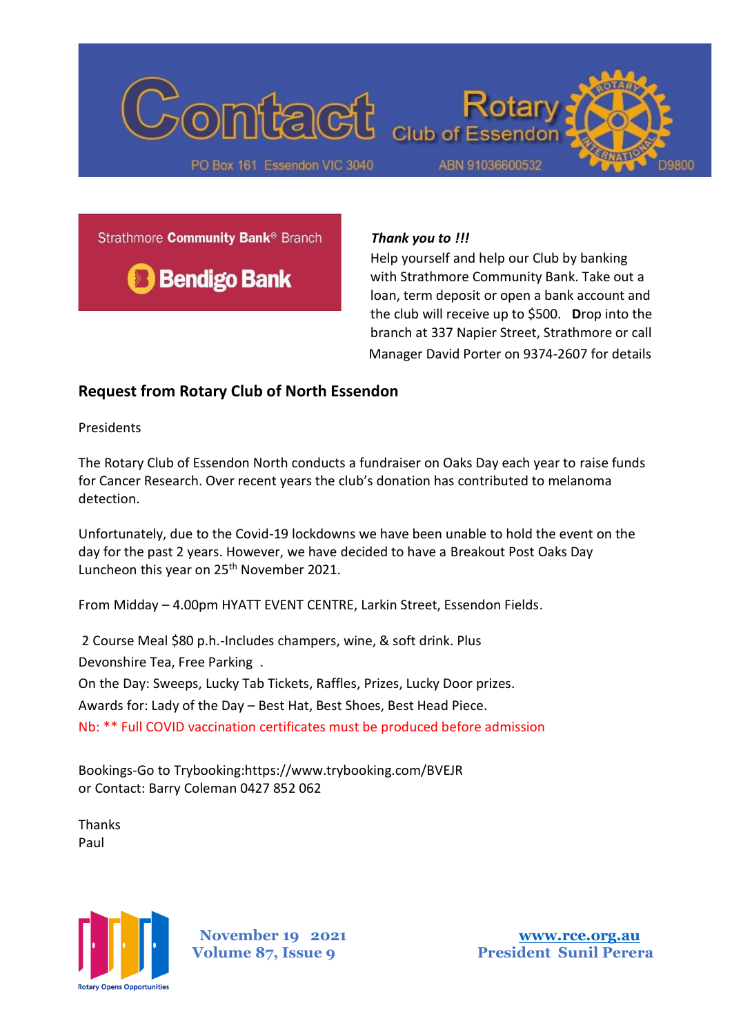Contact — Rotary Club of Essendon

PO Box 161 Essendon VIC 3040 — ABN 91036600532 — D9800

Strathmore **Community Bank**® Branch — Bendigo Bank

***Thank you to !!!***

Help yourself and help our Club by banking with Strathmore Community Bank. Take out a loan, term deposit or open a bank account and the club will receive up to $500. **D**rop into the branch at 337 Napier Street, Strathmore or call Manager David Porter on 9374-2607 for details

## Request from Rotary Club of North Essendon

Presidents

The Rotary Club of Essendon North conducts a fundraiser on Oaks Day each year to raise funds for Cancer Research. Over recent years the club's donation has contributed to melanoma detection.

Unfortunately, due to the Covid-19 lockdowns we have been unable to hold the event on the day for the past 2 years. However, we have decided to have a Breakout Post Oaks Day Luncheon this year on 25th November 2021.

From Midday – 4.00pm HYATT EVENT CENTRE, Larkin Street, Essendon Fields.

2 Course Meal $80 p.h.-Includes champers, wine, & soft drink. Plus Devonshire Tea, Free Parking .
On the Day: Sweeps, Lucky Tab Tickets, Raffles, Prizes, Lucky Door prizes.
Awards for: Lady of the Day – Best Hat, Best Shoes, Best Head Piece.
Nb: ** Full COVID vaccination certificates must be produced before admission

Bookings-Go to Trybooking:https://www.trybooking.com/BVEJR
or Contact: Barry Coleman 0427 852 062

Thanks
Paul

Rotary Opens Opportunities

**November 19 2021**
**Volume 87, Issue 9**

**www.rce.org.au**
**President Sunil Perera**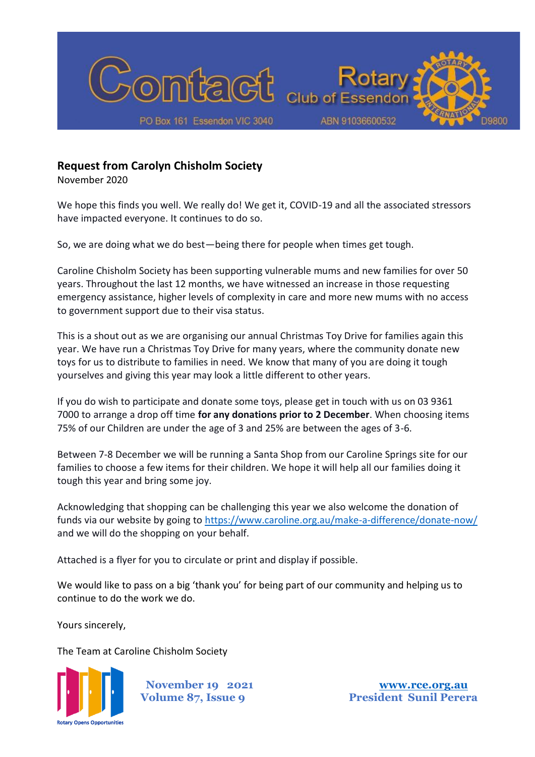## Request from Carolyn Chisholm Society

November 2020

We hope this finds you well. We really do! We get it, COVID-19 and all the associated stressors have impacted everyone. It continues to do so.

So, we are doing what we do best—being there for people when times get tough.

Caroline Chisholm Society has been supporting vulnerable mums and new families for over 50 years. Throughout the last 12 months, we have witnessed an increase in those requesting emergency assistance, higher levels of complexity in care and more new mums with no access to government support due to their visa status.

This is a shout out as we are organising our annual Christmas Toy Drive for families again this year. We have run a Christmas Toy Drive for many years, where the community donate new toys for us to distribute to families in need. We know that many of you are doing it tough yourselves and giving this year may look a little different to other years.

If you do wish to participate and donate some toys, please get in touch with us on 03 9361 7000 to arrange a drop off time **for any donations prior to 2 December**. When choosing items 75% of our Children are under the age of 3 and 25% are between the ages of 3-6.

Between 7-8 December we will be running a Santa Shop from our Caroline Springs site for our families to choose a few items for their children. We hope it will help all our families doing it tough this year and bring some joy.

Acknowledging that shopping can be challenging this year we also welcome the donation of funds via our website by going to https://www.caroline.org.au/make-a-difference/donate-now/ and we will do the shopping on your behalf.

Attached is a flyer for you to circulate or print and display if possible.

We would like to pass on a big 'thank you' for being part of our community and helping us to continue to do the work we do.

Yours sincerely,

The Team at Caroline Chisholm Society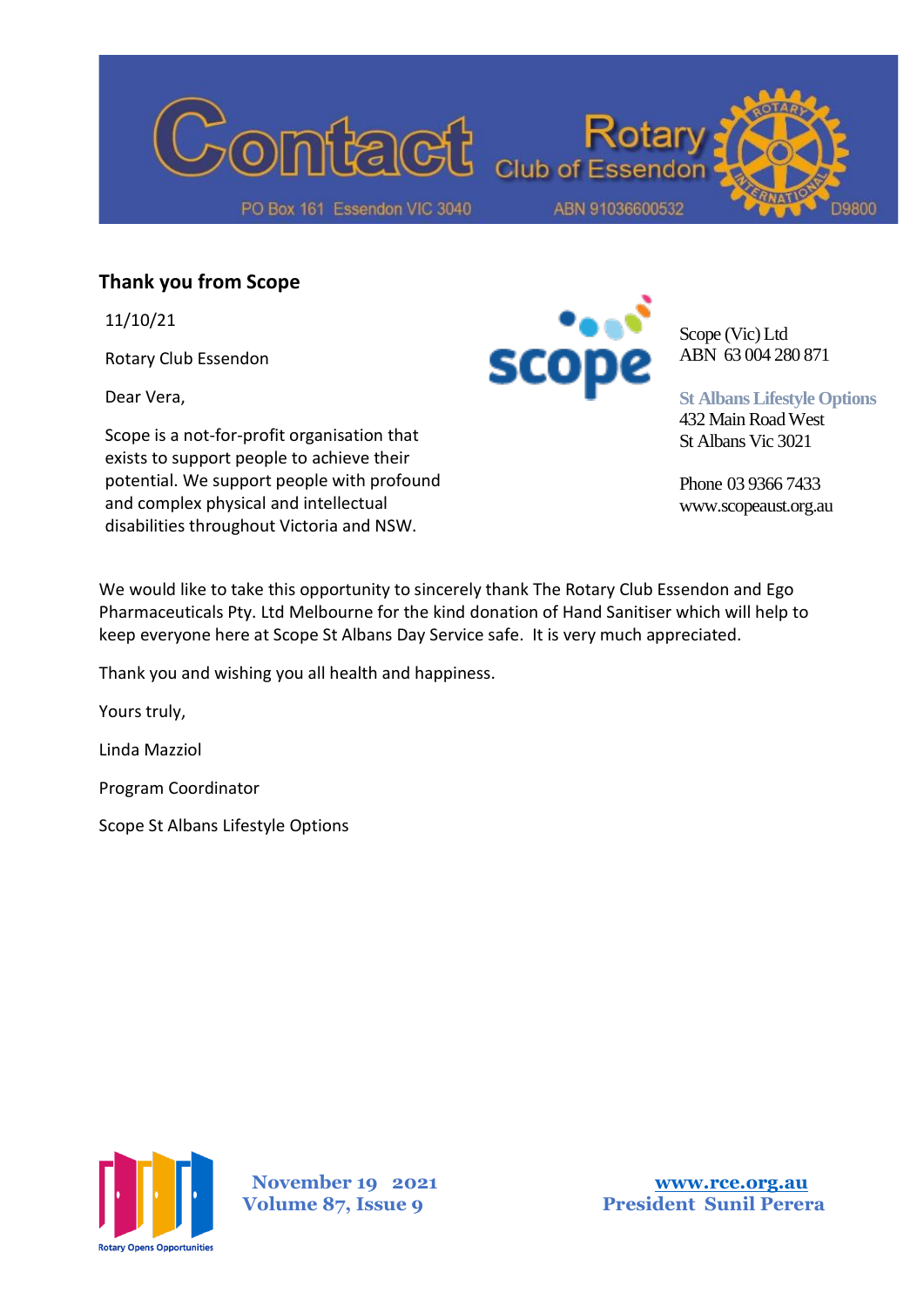## Thank you from Scope

11/10/21

Rotary Club Essendon

Dear Vera,

Scope is a not-for-profit organisation that exists to support people to achieve their potential. We support people with profound and complex physical and intellectual disabilities throughout Victoria and NSW.

Scope (Vic) Ltd
ABN 63 004 280 871

**St Albans Lifestyle Options**
432 Main Road West
St Albans Vic 3021

Phone 03 9366 7433
www.scopeaust.org.au

We would like to take this opportunity to sincerely thank The Rotary Club Essendon and Ego Pharmaceuticals Pty. Ltd Melbourne for the kind donation of Hand Sanitiser which will help to keep everyone here at Scope St Albans Day Service safe. It is very much appreciated.

Thank you and wishing you all health and happiness.

Yours truly,

Linda Mazziol

Program Coordinator

Scope St Albans Lifestyle Options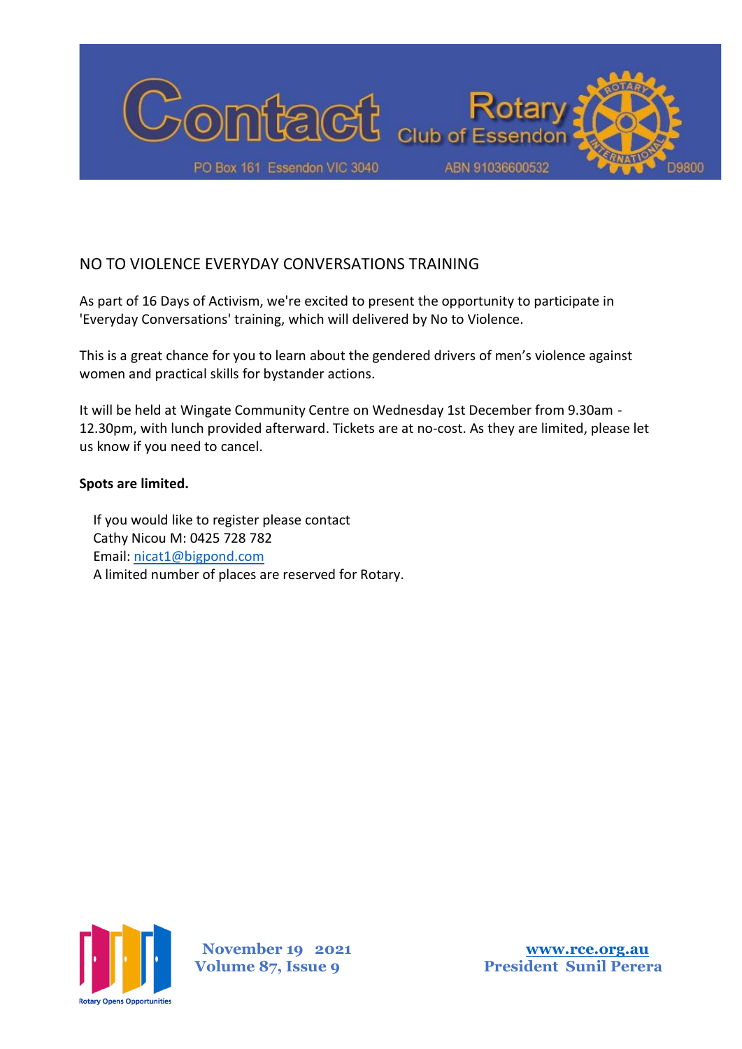## NO TO VIOLENCE EVERYDAY CONVERSATIONS TRAINING

As part of 16 Days of Activism, we're excited to present the opportunity to participate in 'Everyday Conversations' training, which will delivered by No to Violence.

This is a great chance for you to learn about the gendered drivers of men's violence against women and practical skills for bystander actions.

It will be held at Wingate Community Centre on Wednesday 1st December from 9.30am - 12.30pm, with lunch provided afterward. Tickets are at no-cost. As they are limited, please let us know if you need to cancel.

**Spots are limited.**

If you would like to register please contact
Cathy Nicou M: 0425 728 782
Email: nicat1@bigpond.com
A limited number of places are reserved for Rotary.